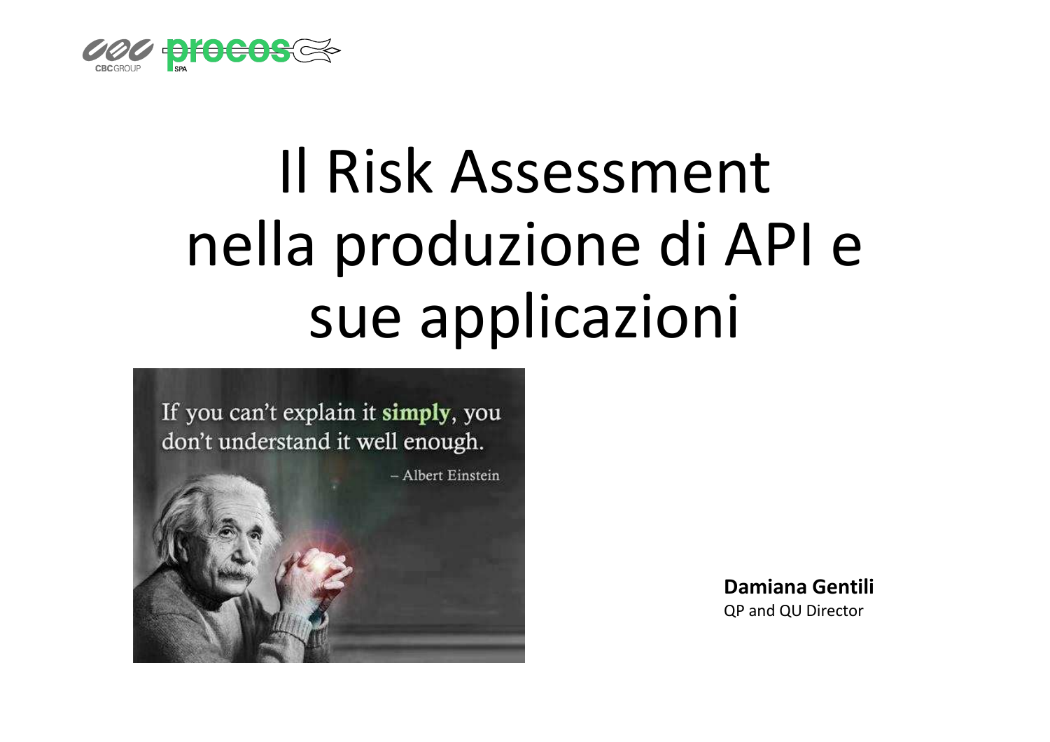# Il Risk Assessment nella produzione di API e sue applicazioni

If you can't explain it **simply**, you don't understand it well enough.

– Albert Einstein

**Damiana Gentili**
QP and QU Director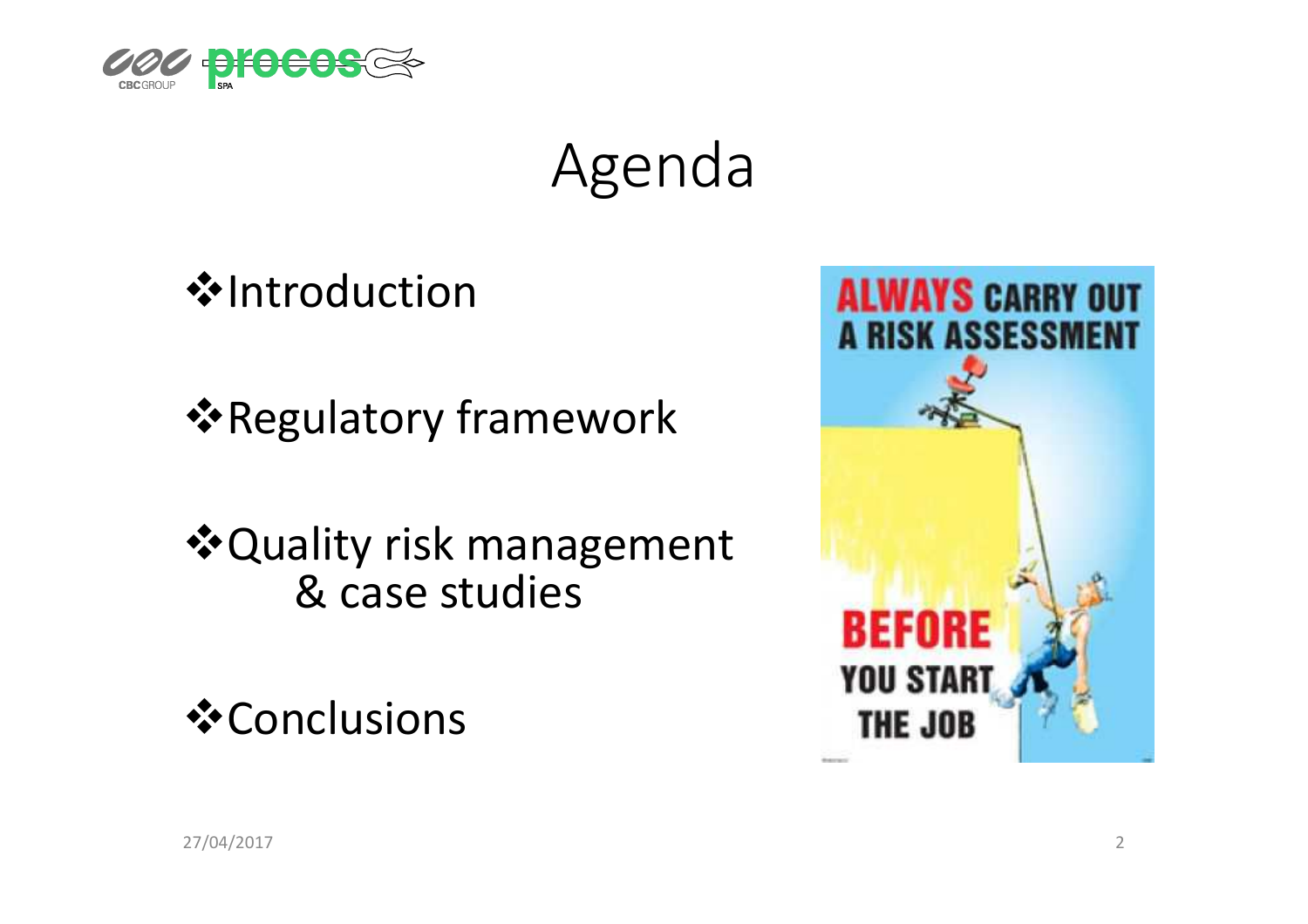# Agenda

- Introduction
- Regulatory framework
- Quality risk management & case studies
- Conclusions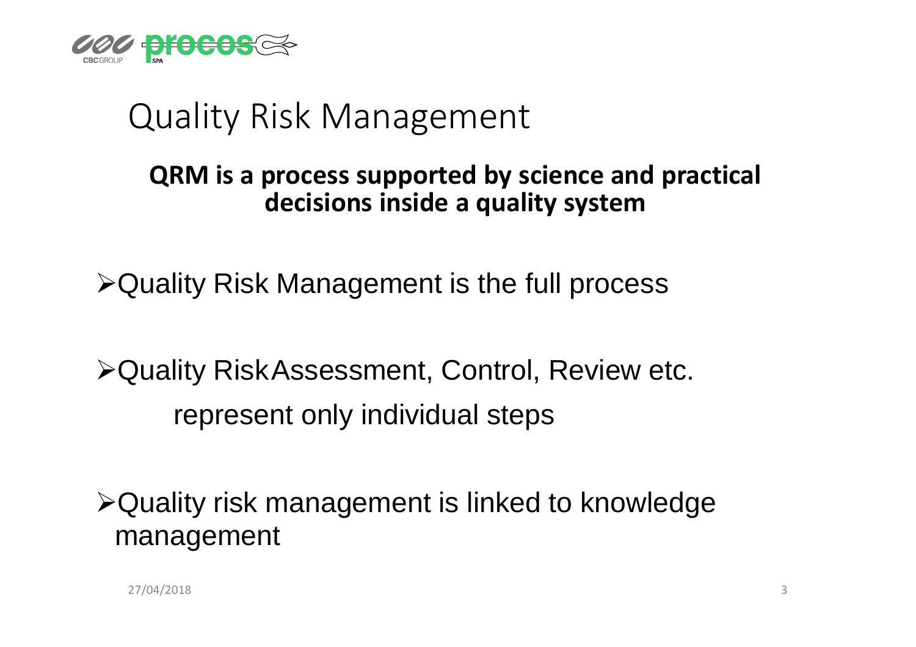# Quality Risk Management

**QRM is a process supported by science and practical decisions inside a quality system**

- Quality Risk Management is the full process
- Quality RiskAssessment, Control, Review etc. represent only individual steps
- Quality risk management is linked to knowledge management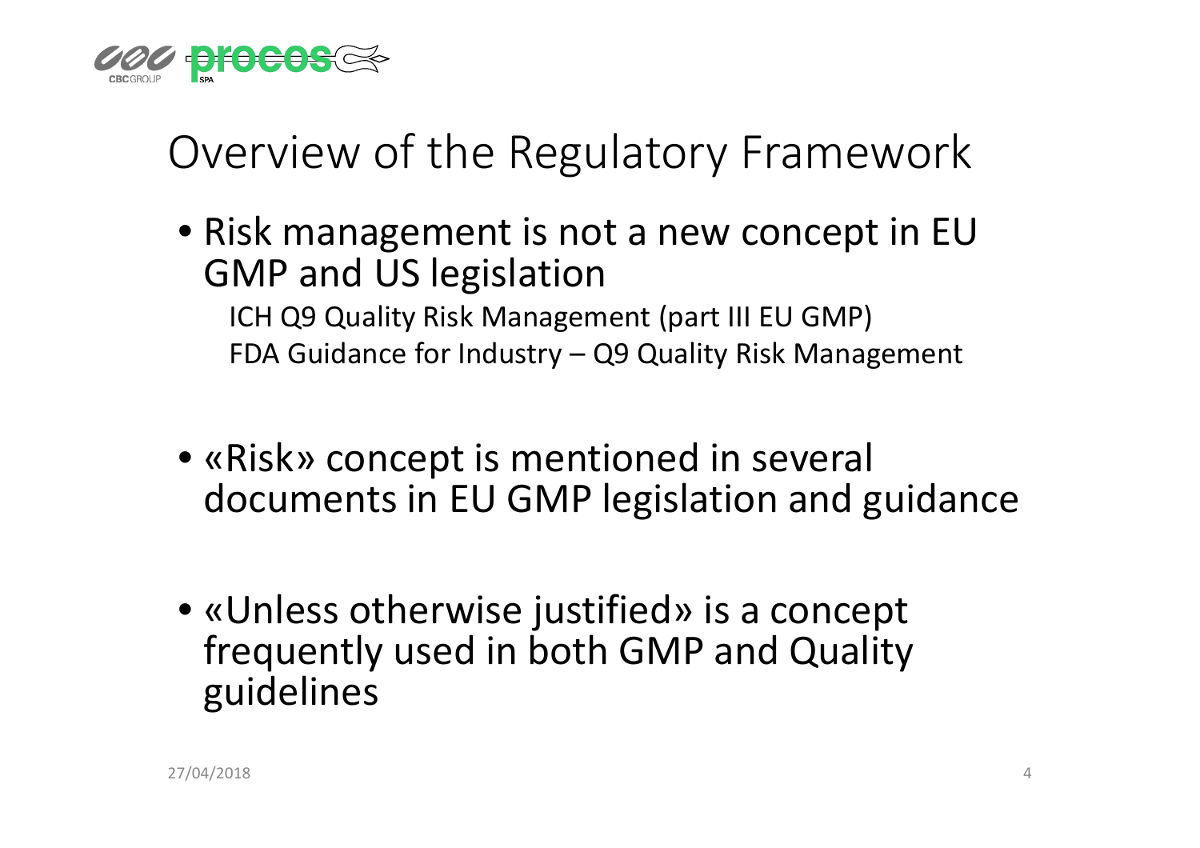# Overview of the Regulatory Framework

- Risk management is not a new concept in EU GMP and US legislation
  - ICH Q9 Quality Risk Management (part III EU GMP)
  - FDA Guidance for Industry – Q9 Quality Risk Management

- «Risk» concept is mentioned in several documents in EU GMP legislation and guidance

- «Unless otherwise justified» is a concept frequently used in both GMP and Quality guidelines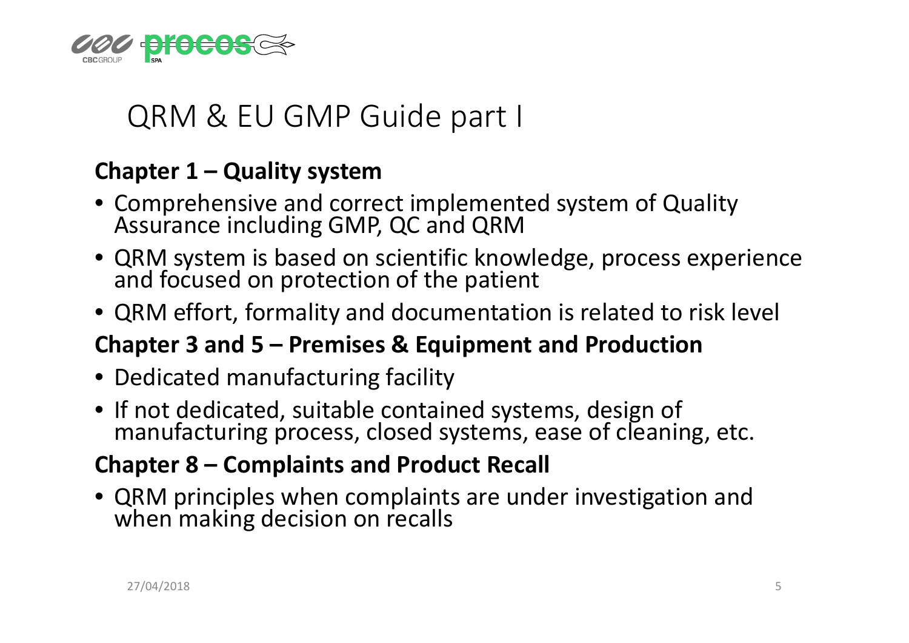# QRM & EU GMP Guide part I

**Chapter 1 – Quality system**

- Comprehensive and correct implemented system of Quality Assurance including GMP, QC and QRM
- QRM system is based on scientific knowledge, process experience and focused on protection of the patient
- QRM effort, formality and documentation is related to risk level

**Chapter 3 and 5 – Premises & Equipment and Production**

- Dedicated manufacturing facility
- If not dedicated, suitable contained systems, design of manufacturing process, closed systems, ease of cleaning, etc.

**Chapter 8 – Complaints and Product Recall**

- QRM principles when complaints are under investigation and when making decision on recalls

27/04/2018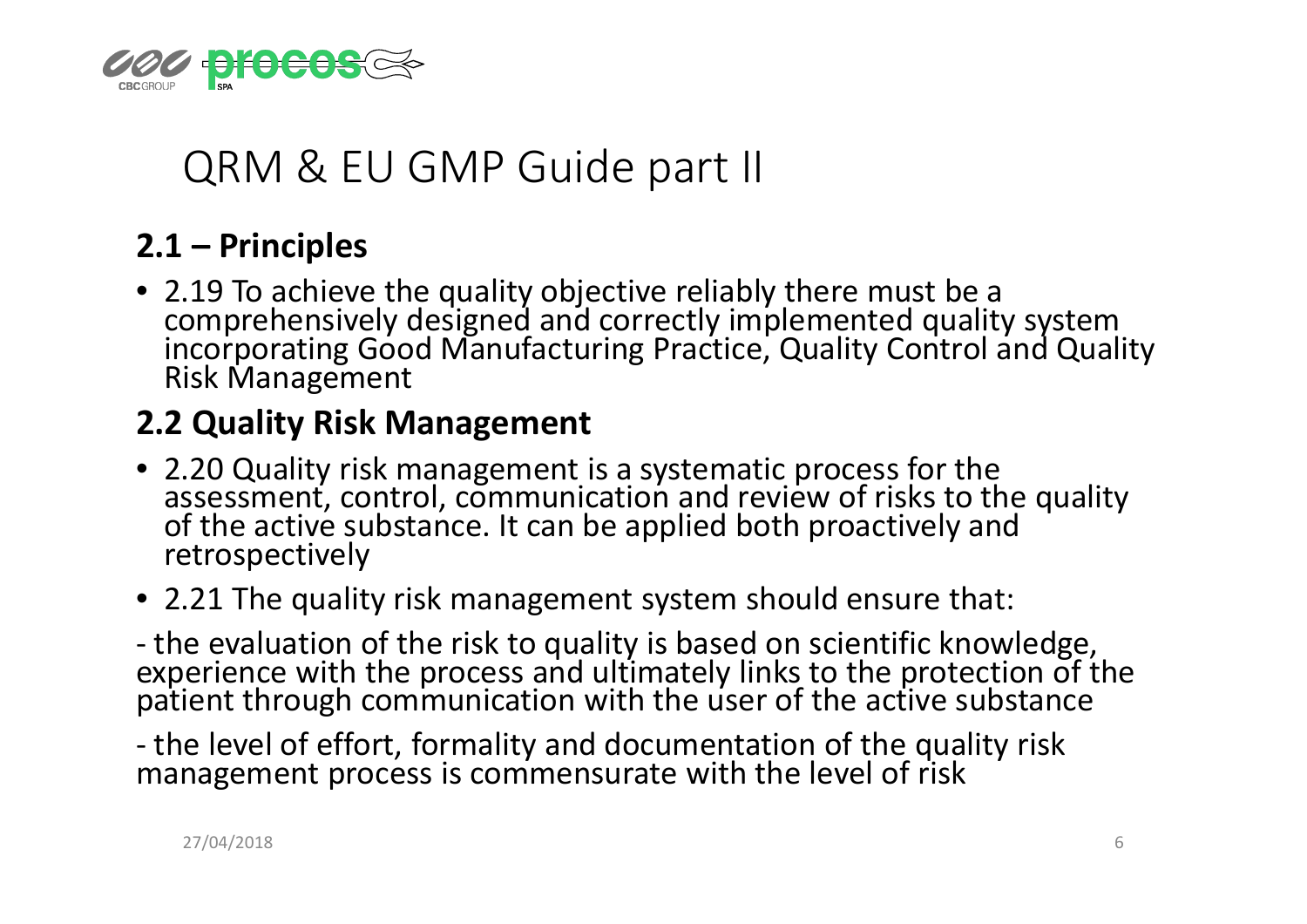# QRM & EU GMP Guide part II

## 2.1 – Principles

- 2.19 To achieve the quality objective reliably there must be a comprehensively designed and correctly implemented quality system incorporating Good Manufacturing Practice, Quality Control and Quality Risk Management

## 2.2 Quality Risk Management

- 2.20 Quality risk management is a systematic process for the assessment, control, communication and review of risks to the quality of the active substance. It can be applied both proactively and retrospectively
- 2.21 The quality risk management system should ensure that:

- the evaluation of the risk to quality is based on scientific knowledge, experience with the process and ultimately links to the protection of the patient through communication with the user of the active substance

- the level of effort, formality and documentation of the quality risk management process is commensurate with the level of risk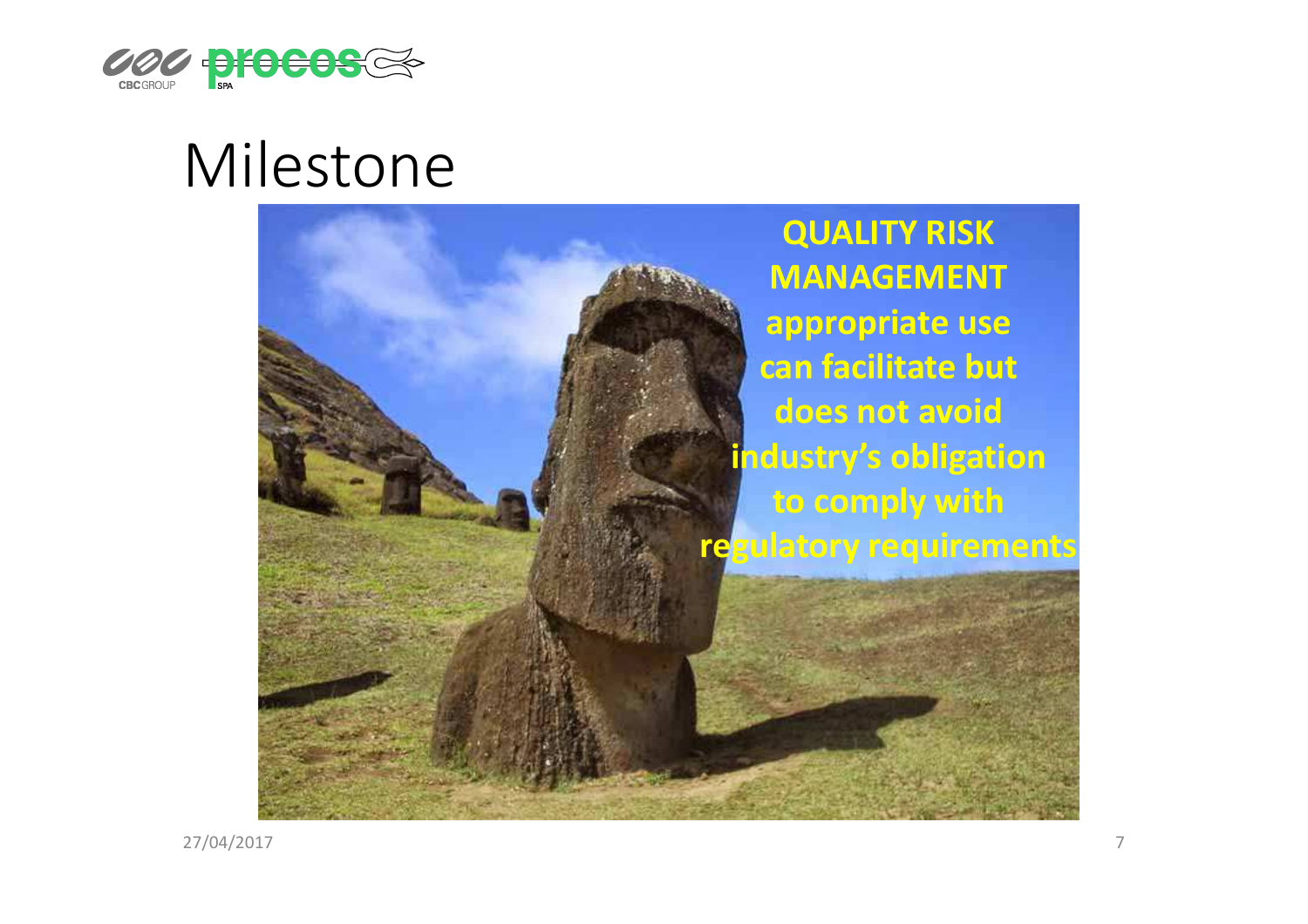# Milestone

**QUALITY RISK MANAGEMENT appropriate use can facilitate but does not avoid industry's obligation to comply with regulatory requirements**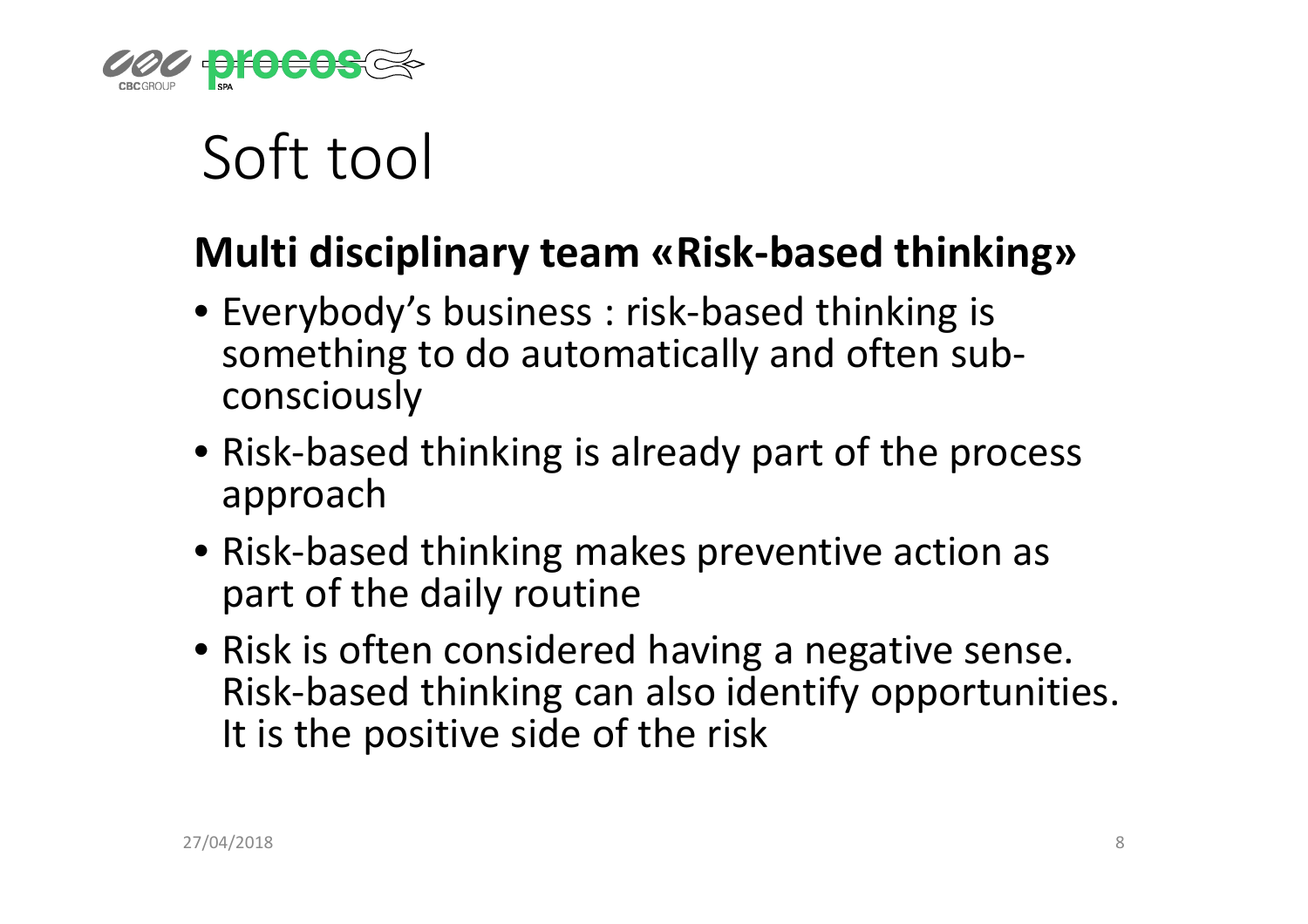# Soft tool

## Multi disciplinary team «Risk-based thinking»

- Everybody's business : risk-based thinking is something to do automatically and often sub-consciously
- Risk-based thinking is already part of the process approach
- Risk-based thinking makes preventive action as part of the daily routine
- Risk is often considered having a negative sense. Risk-based thinking can also identify opportunities. It is the positive side of the risk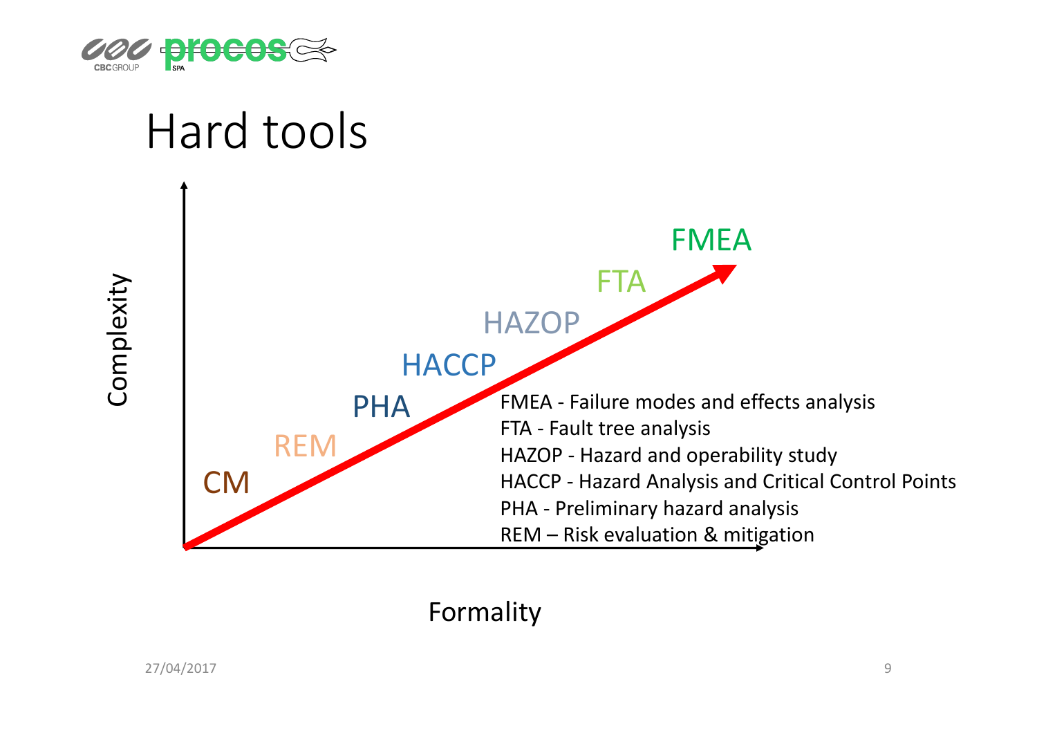# Hard tools

Complexity

CM

REM

PHA

HACCP

HAZOP

FTA

FMEA

Formality

FMEA - Failure modes and effects analysis
FTA - Fault tree analysis
HAZOP - Hazard and operability study
HACCP - Hazard Analysis and Critical Control Points
PHA - Preliminary hazard analysis
REM – Risk evaluation & mitigation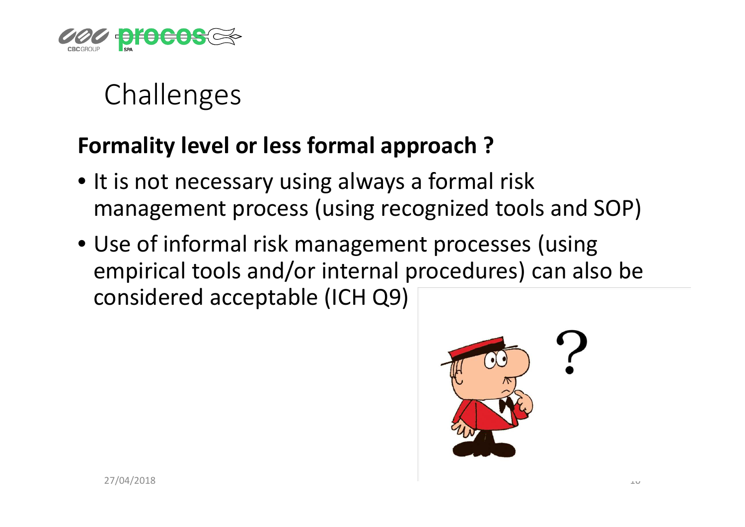# Challenges

## Formality level or less formal approach ?

- It is not necessary using always a formal risk management process (using recognized tools and SOP)
- Use of informal risk management processes (using empirical tools and/or internal procedures) can also be considered acceptable (ICH Q9)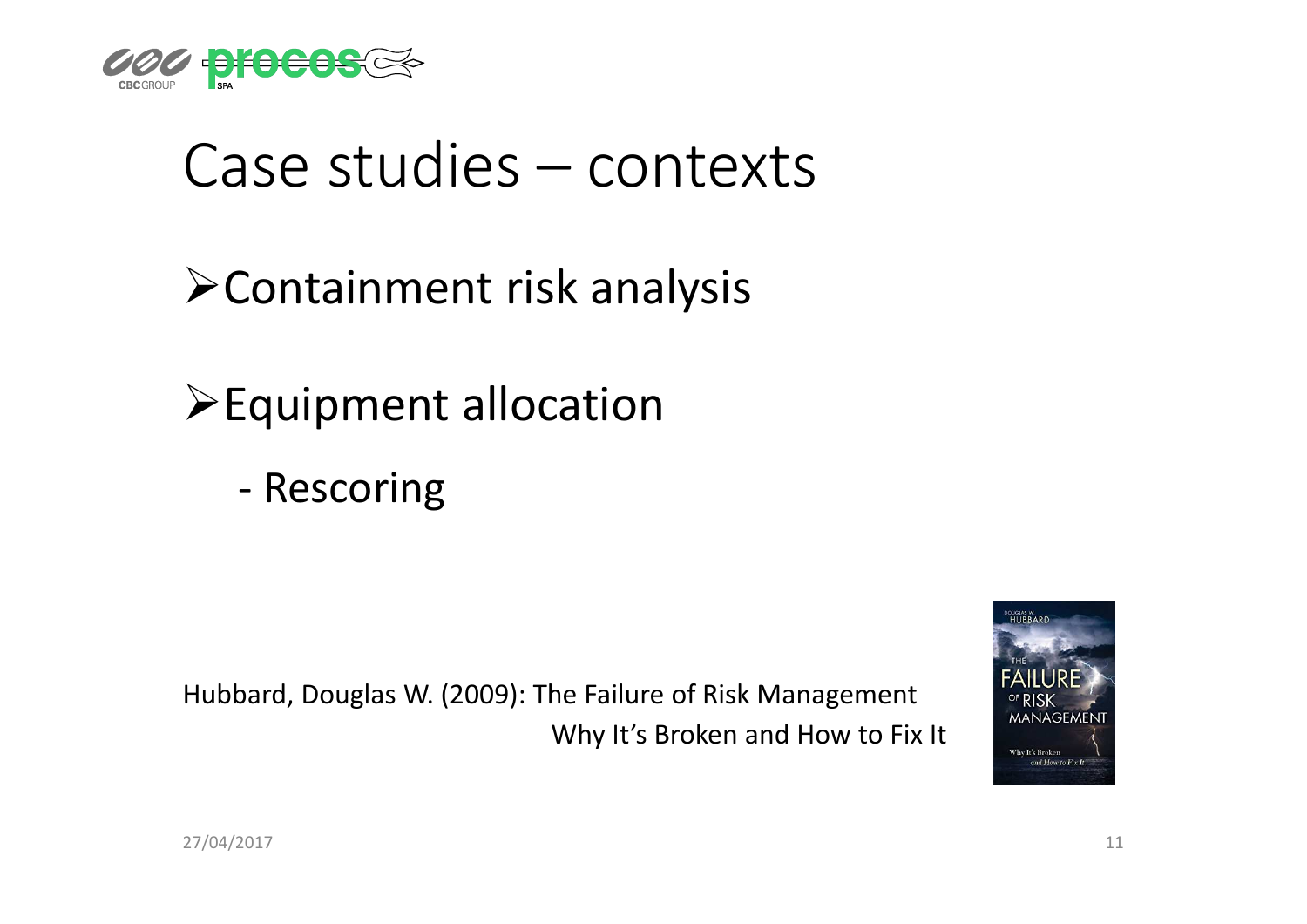# Case studies – contexts

- Containment risk analysis
- Equipment allocation
  - Rescoring

Hubbard, Douglas W. (2009): The Failure of Risk Management
Why It's Broken and How to Fix It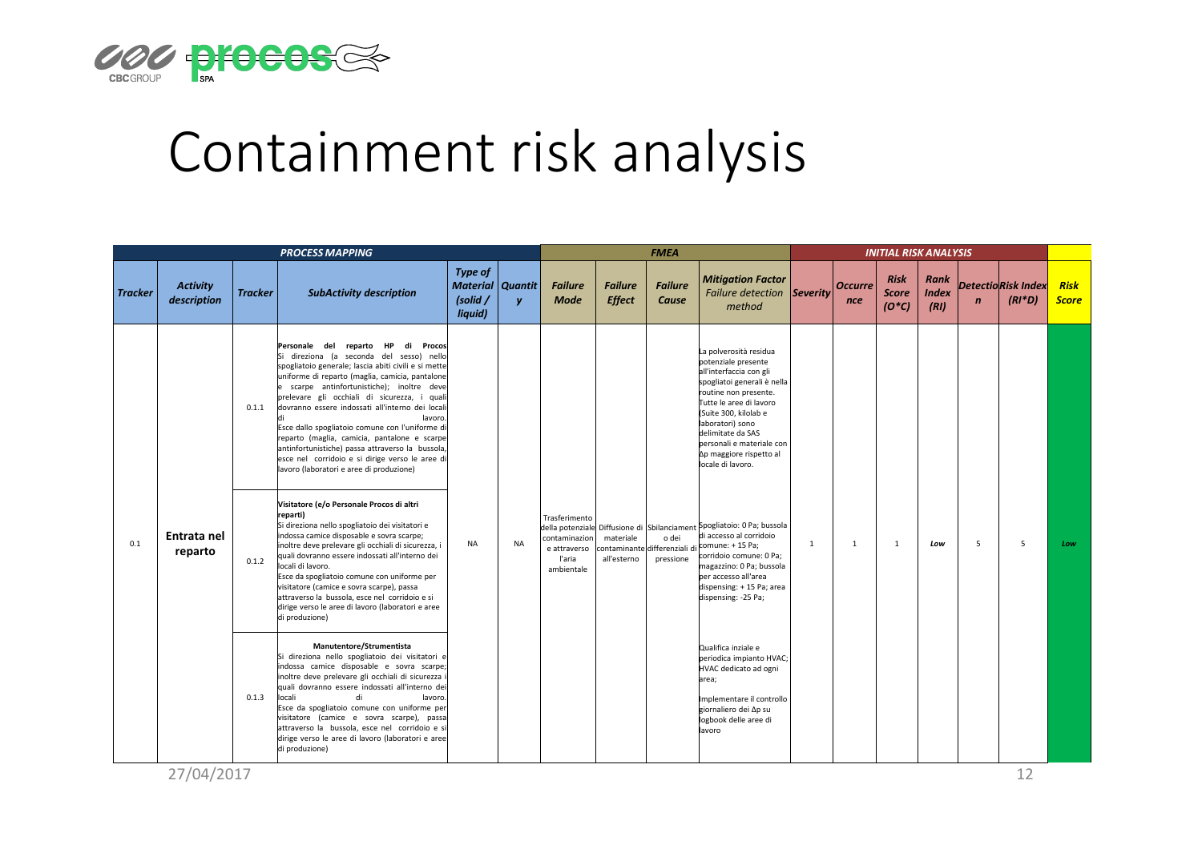# Containment risk analysis

| PROCESS MAPPING | | | | | | FMEA | | | | INITIAL RISK ANALYSIS | | | | | | |
|---|---|---|---|---|---|---|---|---|---|---|---|---|---|---|---|---|
| ***Tracker*** | ***Activity description*** | ***Tracker*** | ***SubActivity description*** | ***Type of Material (solid / liquid)*** | ***Quantity*** | ***Failure Mode*** | ***Failure Effect*** | ***Failure Cause*** | ***Mitigation Factor*** *Failure detection method* | ***Severity*** | ***Occurence*** | ***Risk Score (O\*C)*** | ***Rank Index (RI)*** | ***Detection*** | ***Risk Index (RI\*D)*** | ***Risk Score*** |
| 0.1 | **Entrata nel reparto** | 0.1.1 | **Personale del reparto HP di Procos** Si direziona (a seconda del sesso) nello spogliatoio generale; lascia abiti civili e si mette uniforme di reparto (maglia, camicia, pantalone e scarpe antinfortunistiche); inoltre deve prelevare gli occhiali di sicurezza, i quali dovranno essere indossati all'interno dei locali di lavoro. Esce dallo spogliatoio comune con l'uniforme di reparto (maglia, camicia, pantalone e scarpe antinfortunistiche) passa attraverso la bussola, esce nel corridoio e si dirige verso le aree di lavoro (laboratori e aree di produzione) | NA | NA | Trasferimento della potenziale contaminazione e attraverso l'aria ambientale | Diffusione di materiale contaminante all'esterno | Sbilanciamento dei differenziali di pressione | La polverosità residua potenziale presente all'interfaccia con gli spogliatoi generali è nella routine non presente. Tutte le aree di lavoro (Suite 300, kilolab e laboratori) sono delimitate da SAS personali e materiale con Δp maggiore rispetto al locale di lavoro. Spogliatoio: 0 Pa; bussola di accesso al corridoio comune: + 15 Pa; corridoio comune: 0 Pa; magazzino: 0 Pa; bussola per accesso all'area dispensing: + 15 Pa; area dispensing: -25 Pa; Qualifica inziale e periodica impianto HVAC; HVAC dedicato ad ogni area; Implementare il controllo giornaliero dei Δp su logbook delle aree di lavoro | 1 | 1 | 1 | *Low* | 5 | 5 | *Low* |
| | | 0.1.2 | **Visitatore (e/o Personale Procos di altri reparti)** Si direziona nello spogliatoio dei visitatori e indossa camice disposable e sovra scarpe; inoltre deve prelevare gli occhiali di sicurezza, i quali dovranno essere indossati all'interno dei locali di lavoro. Esce da spogliatoio comune con uniforme per visitatore (camice e sovra scarpe), passa attraverso la bussola, esce nel corridoio e si dirige verso le aree di lavoro (laboratori e aree di produzione) | | | | | | | | | | | | | |
| | | 0.1.3 | **Manutentore/Strumentista** Si direziona nello spogliatoio dei visitatori e indossa camice disposable e sovra scarpe; inoltre deve prelevare gli occhiali di sicurezza i quali dovranno essere indossati all'interno dei locali di lavoro. Esce da spogliatoio comune con uniforme per visitatore (camice e sovra scarpe), passa attraverso la bussola, esce nel corridoio e si dirige verso le aree di lavoro (laboratori e aree di produzione) | | | | | | | | | | | | | |

27/04/2017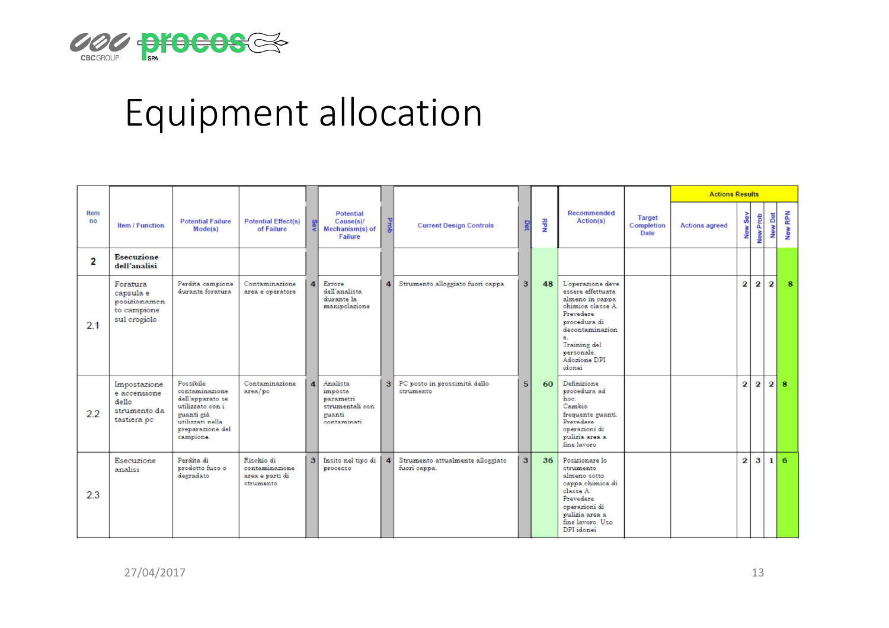# Equipment allocation

| Item no | Item / Function | Potential Failure Mode(s) | Potential Effect(s) of Failure | Sev | Potential Cause(s)/ Mechanism(s) of Failure | Prob | Current Design Controls | Det | RPN | Recommended Action(s) | Target Completion Date | Actions Results | | | | |
|---|---|---|---|---|---|---|---|---|---|---|---|---|---|---|---|---|
| | | | | | | | | | | | | Actions agreed | New Sev | New Prob | New Det | New RPN |
| 2 | **Esecuzione dell'analisi** | | | | | | | | | | | | | | | |
| 2.1 | Foratura capsula e posizionamento campione sul crogiolo | Perdita campione durante foratura | Contaminazione area e operatore | 4 | Errore dell'analista durante la manipolazione | 4 | Strumento alloggiato fuori cappa | 3 | 48 | L'operazione deve essere effettuata almeno in cappa chimica classe A. Prevedere procedura di decontaminazione. Training del personale. Adozione DPI idonei | | | 2 | 2 | 2 | 8 |
| 2.2 | Impostazione e accensione dello strumento da tastiera pc | Possibile contaminazione dell'apparato se utilizzato con i guanti già utilizzati nella preparazione del campione. | Contaminazione area/pc | 4 | Analista imposta parametri strumentali con guanti contaminati | 3 | PC posto in prossimità dello strumento | 5 | 60 | Definizione procedura ad hoc. Cambio frequente guanti. Prevedere operazioni di pulizia area a fine lavoro | | | 2 | 2 | 2 | 8 |
| 2.3 | Esecuzione analisi | Perdita di prodotto fuso o degradato | Rischio di contaminazione area e parti di strumento | 3 | Insito nel tipo di processo | 4 | Strumento attualmente alloggiato fuori cappa. | 3 | 36 | Posizionare lo strumento almeno sotto cappa chimica di classe A. Prevedere operazioni di pulizia area a fine lavoro. Uso DPI idonei | | | 2 | 3 | 1 | 6 |

27/04/2017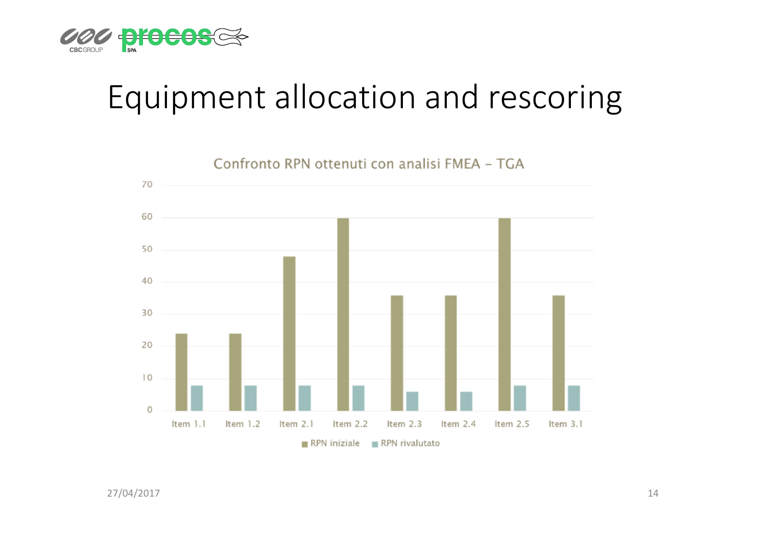# Equipment allocation and rescoring

**Confronto RPN ottenuti con analisi FMEA – TGA**

| | RPN iniziale | RPN rivalutato |
|---|---|---|
| Item 1.1 | 24 | 8 |
| Item 1.2 | 24 | 8 |
| Item 2.1 | 48 | 8 |
| Item 2.2 | 60 | 8 |
| Item 2.3 | 36 | 6 |
| Item 2.4 | 36 | 6 |
| Item 2.5 | 60 | 8 |
| Item 3.1 | 36 | 8 |

27/04/2017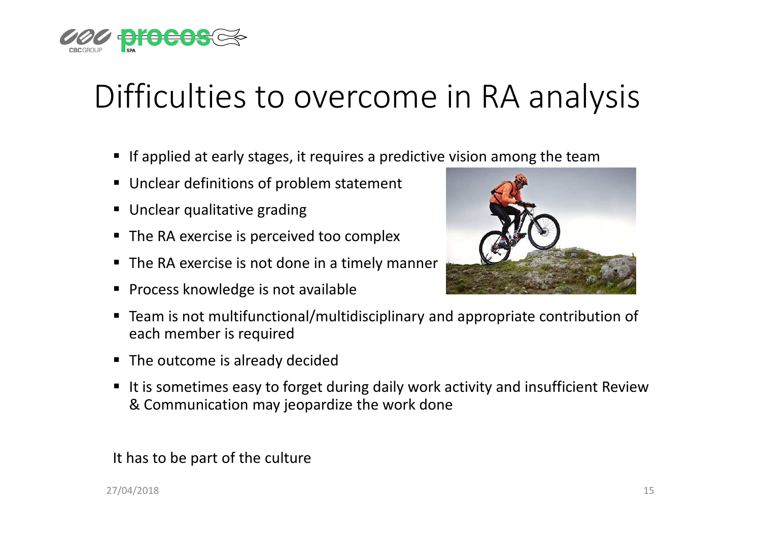# Difficulties to overcome in RA analysis

- If applied at early stages, it requires a predictive vision among the team
- Unclear definitions of problem statement
- Unclear qualitative grading
- The RA exercise is perceived too complex
- The RA exercise is not done in a timely manner
- Process knowledge is not available
- Team is not multifunctional/multidisciplinary and appropriate contribution of each member is required
- The outcome is already decided
- It is sometimes easy to forget during daily work activity and insufficient Review & Communication may jeopardize the work done

It has to be part of the culture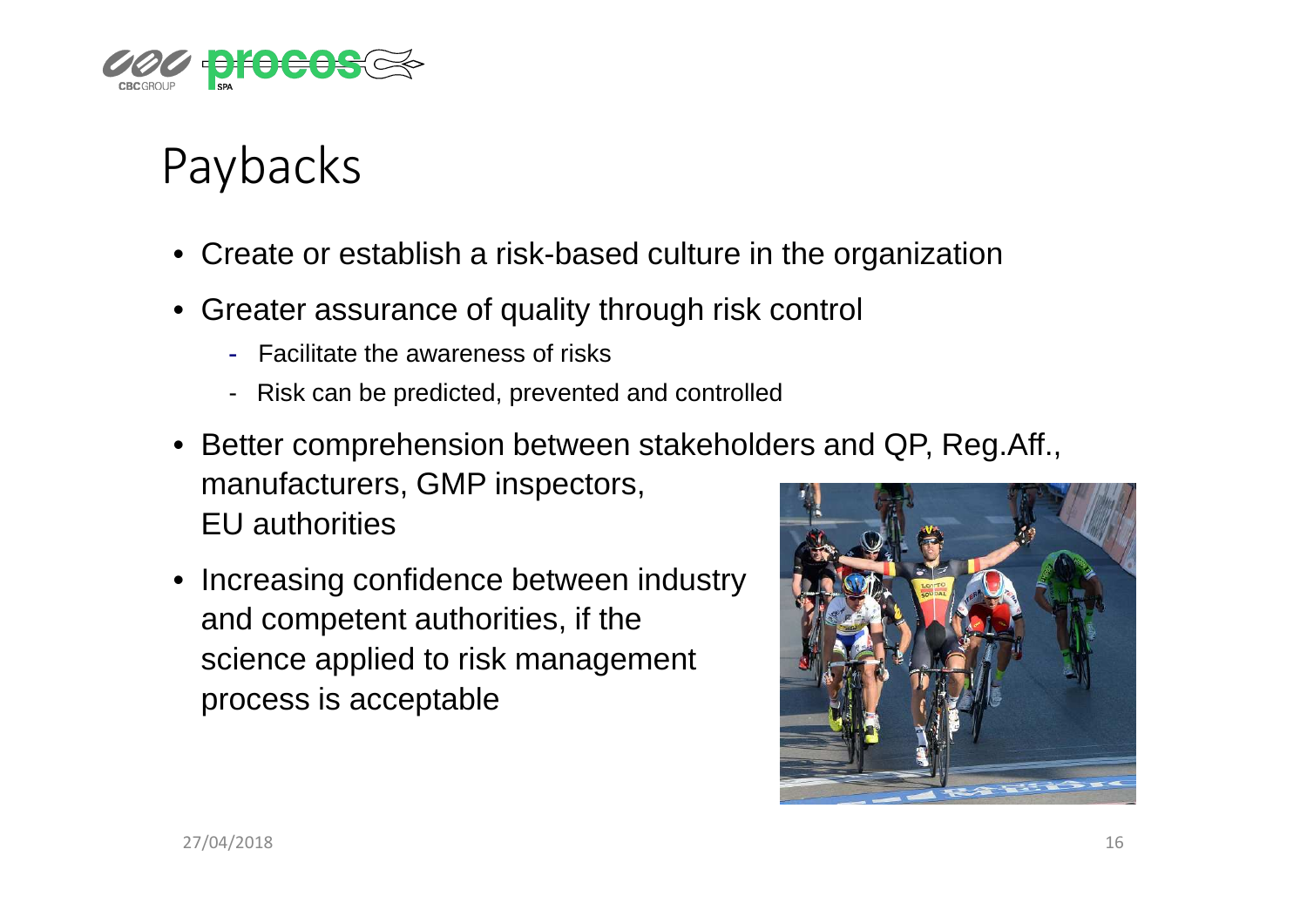# Paybacks

- Create or establish a risk-based culture in the organization
- Greater assurance of quality through risk control
  - Facilitate the awareness of risks
  - Risk can be predicted, prevented and controlled
- Better comprehension between stakeholders and QP, Reg.Aff., manufacturers, GMP inspectors, EU authorities
- Increasing confidence between industry and competent authorities, if the science applied to risk management process is acceptable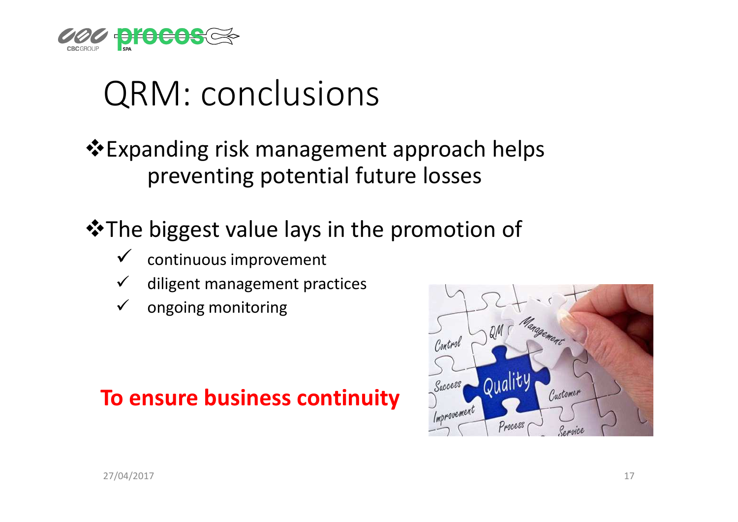# QRM: conclusions

❖ Expanding risk management approach helps preventing potential future losses

❖ The biggest value lays in the promotion of

- ✓ continuous improvement
- ✓ diligent management practices
- ✓ ongoing monitoring

**To ensure business continuity**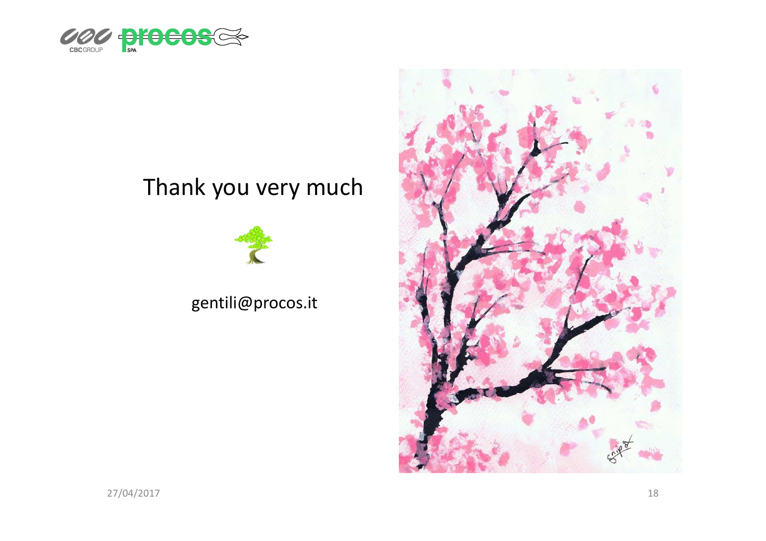Thank you very much

gentili@procos.it